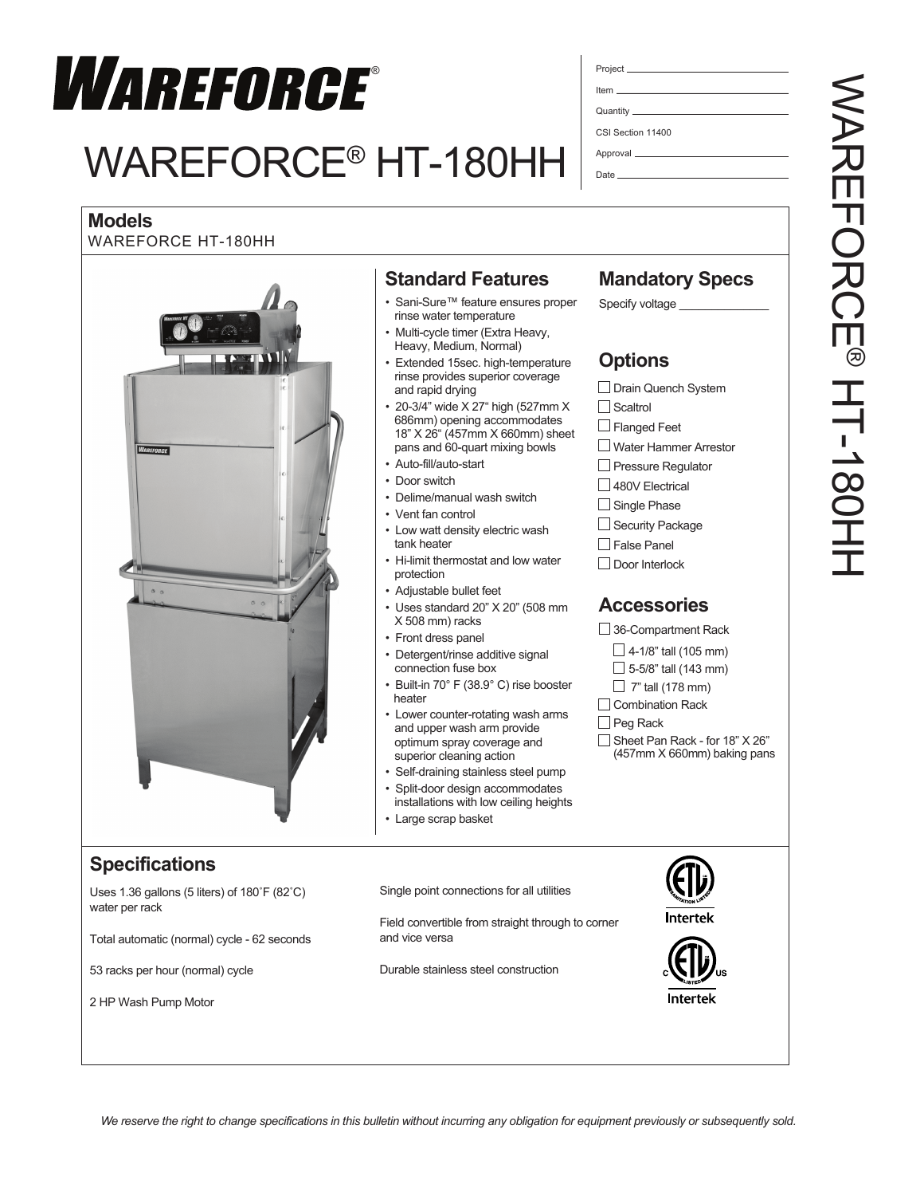# WAREFORCE®

# WAREFORCE® HT-180HH

Project ______________________

Item ______________________

Quantity ______________________

CSI Section 11400

Approval ______________________

Date ______________________

## Models

WAREFORCE HT-180HH

## Standard Features

- Sani-Sure™ feature ensures proper rinse water temperature
- Multi-cycle timer (Extra Heavy, Heavy, Medium, Normal)
- Extended 15sec. high-temperature rinse provides superior coverage and rapid drying
- 20-3/4" wide X 27" high (527mm X 686mm) opening accommodates 18" X 26" (457mm X 660mm) sheet pans and 60-quart mixing bowls
- Auto-fill/auto-start
- Door switch
- Delime/manual wash switch
- Vent fan control
- Low watt density electric wash tank heater
- Hi-limit thermostat and low water protection
- Adjustable bullet feet
- Uses standard 20" X 20" (508 mm X 508 mm) racks
- Front dress panel
- Detergent/rinse additive signal connection fuse box
- Built-in 70° F (38.9° C) rise booster heater
- Lower counter-rotating wash arms and upper wash arm provide optimum spray coverage and superior cleaning action
- Self-draining stainless steel pump
- Split-door design accommodates installations with low ceiling heights
- Large scrap basket

## Mandatory Specs

Specify voltage ______________

## Options

- ☐ Drain Quench System
- ☐ Scaltrol
- ☐ Flanged Feet
- ☐ Water Hammer Arrestor
- ☐ Pressure Regulator
- ☐ 480V Electrical
- ☐ Single Phase
- ☐ Security Package
- ☐ False Panel
- ☐ Door Interlock

## Accessories

- ☐ 36-Compartment Rack
  - ☐ 4-1/8" tall (105 mm)
  - ☐ 5-5/8" tall (143 mm)
  - ☐ 7" tall (178 mm)
- ☐ Combination Rack
- ☐ Peg Rack
- ☐ Sheet Pan Rack - for 18" X 26" (457mm X 660mm) baking pans

## Specifications

Uses 1.36 gallons (5 liters) of 180˚F (82˚C) water per rack

Total automatic (normal) cycle - 62 seconds

53 racks per hour (normal) cycle

2 HP Wash Pump Motor

Single point connections for all utilities

Field convertible from straight through to corner and vice versa

Durable stainless steel construction

*We reserve the right to change specifications in this bulletin without incurring any obligation for equipment previously or subsequently sold.*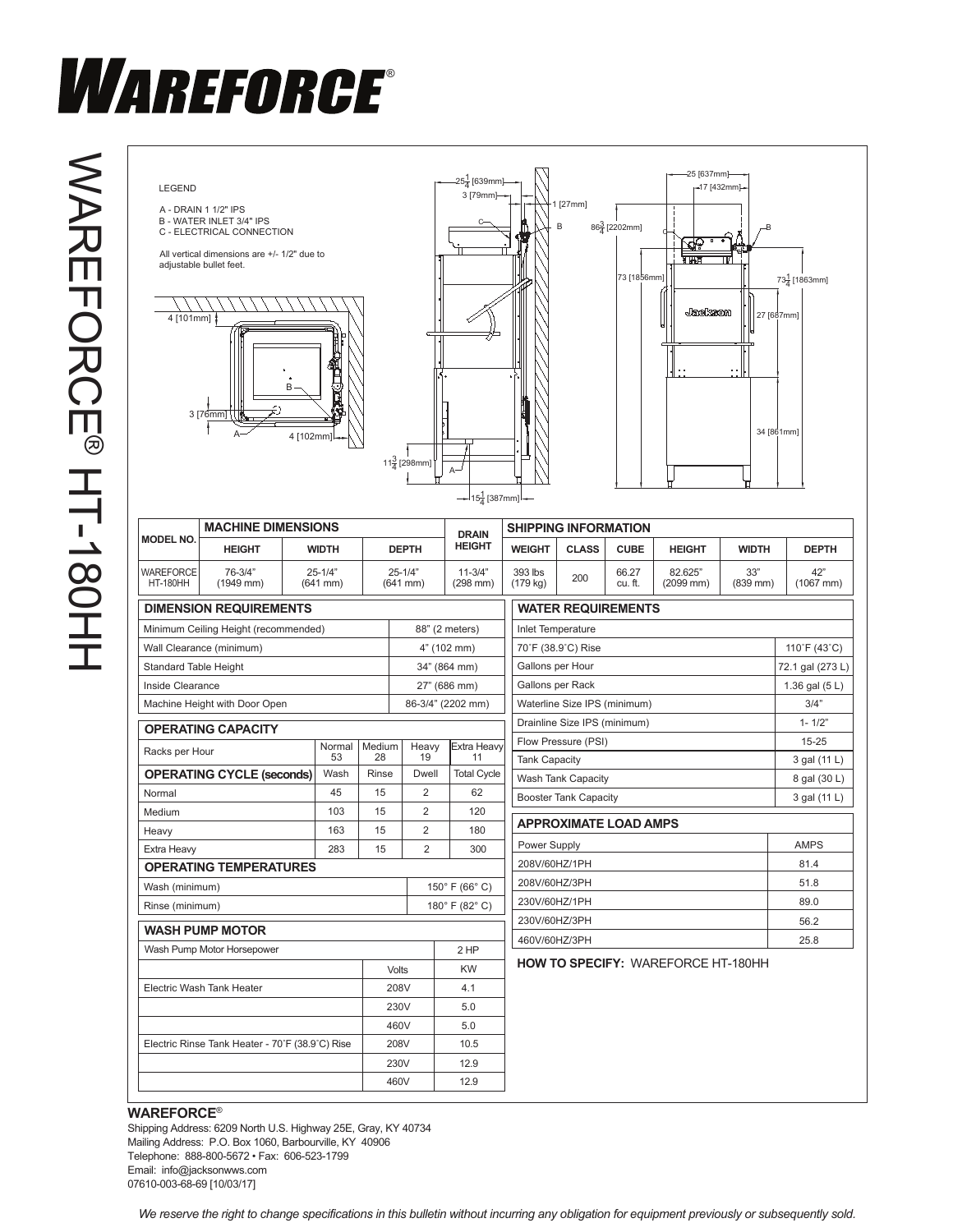# WAREFORCE®

WAREFORCE® HT-180HH

LEGEND

A - DRAIN 1 1/2" IPS
B - WATER INLET 3/4" IPS
C - ELECTRICAL CONNECTION

All vertical dimensions are +/- 1/2" due to adjustable bullet feet.

4 [101mm]
3 [76mm]
4 [102mm]
25 1/4 [639mm]
3 [79mm]
1 [27mm]
11 3/4 [298mm]
15 1/4 [387mm]
25 [637mm]
17 [432mm]
86 3/4 [2202mm]
73 [1856mm]
73 1/4 [1863mm]
27 [687mm]
34 [861mm]

| MODEL NO. | MACHINE DIMENSIONS | | | DRAIN HEIGHT | SHIPPING INFORMATION | | | | | |
|---|---|---|---|---|---|---|---|---|---|---|
| | HEIGHT | WIDTH | DEPTH | | WEIGHT | CLASS | CUBE | HEIGHT | WIDTH | DEPTH |
| WAREFORCE HT-180HH | 76-3/4" (1949 mm) | 25-1/4" (641 mm) | 25-1/4" (641 mm) | 11-3/4" (298 mm) | 393 lbs (179 kg) | 200 | 66.27 cu. ft. | 82.625" (2099 mm) | 33" (839 mm) | 42" (1067 mm) |

| DIMENSION REQUIREMENTS | |
|---|---|
| Minimum Ceiling Height (recommended) | 88" (2 meters) |
| Wall Clearance (minimum) | 4" (102 mm) |
| Standard Table Height | 34" (864 mm) |
| Inside Clearance | 27" (686 mm) |
| Machine Height with Door Open | 86-3/4" (2202 mm) |

| OPERATING CAPACITY | | | | |
|---|---|---|---|---|
| Racks per Hour | Normal 53 | Medium 28 | Heavy 19 | Extra Heavy 11 |
| **OPERATING CYCLE (seconds)** | Wash | Rinse | Dwell | Total Cycle |
| Normal | 45 | 15 | 2 | 62 |
| Medium | 103 | 15 | 2 | 120 |
| Heavy | 163 | 15 | 2 | 180 |
| Extra Heavy | 283 | 15 | 2 | 300 |

| OPERATING TEMPERATURES | |
|---|---|
| Wash (minimum) | 150° F (66° C) |
| Rinse (minimum) | 180° F (82° C) |

| WASH PUMP MOTOR | | |
|---|---|---|
| Wash Pump Motor Horsepower | | 2 HP |
| | Volts | KW |
| Electric Wash Tank Heater | 208V | 4.1 |
| | 230V | 5.0 |
| | 460V | 5.0 |
| Electric Rinse Tank Heater - 70˚F (38.9˚C) Rise | 208V | 10.5 |
| | 230V | 12.9 |
| | 460V | 12.9 |

| WATER REQUIREMENTS | |
|---|---|
| Inlet Temperature | |
| 70˚F (38.9˚C) Rise | 110˚F (43˚C) |
| Gallons per Hour | 72.1 gal (273 L) |
| Gallons per Rack | 1.36 gal (5 L) |
| Waterline Size IPS (minimum) | 3/4" |
| Drainline Size IPS (minimum) | 1- 1/2" |
| Flow Pressure (PSI) | 15-25 |
| Tank Capacity | 3 gal (11 L) |
| Wash Tank Capacity | 8 gal (30 L) |
| Booster Tank Capacity | 3 gal (11 L) |

| APPROXIMATE LOAD AMPS | |
|---|---|
| Power Supply | AMPS |
| 208V/60HZ/1PH | 81.4 |
| 208V/60HZ/3PH | 51.8 |
| 230V/60HZ/1PH | 89.0 |
| 230V/60HZ/3PH | 56.2 |
| 460V/60HZ/3PH | 25.8 |

**HOW TO SPECIFY:** WAREFORCE HT-180HH

**WAREFORCE®**
Shipping Address: 6209 North U.S. Highway 25E, Gray, KY 40734
Mailing Address: P.O. Box 1060, Barbourville, KY 40906
Telephone: 888-800-5672 • Fax: 606-523-1799
Email: info@jacksonwws.com
07610-003-68-69 [10/03/17]

*We reserve the right to change specifications in this bulletin without incurring any obligation for equipment previously or subsequently sold.*